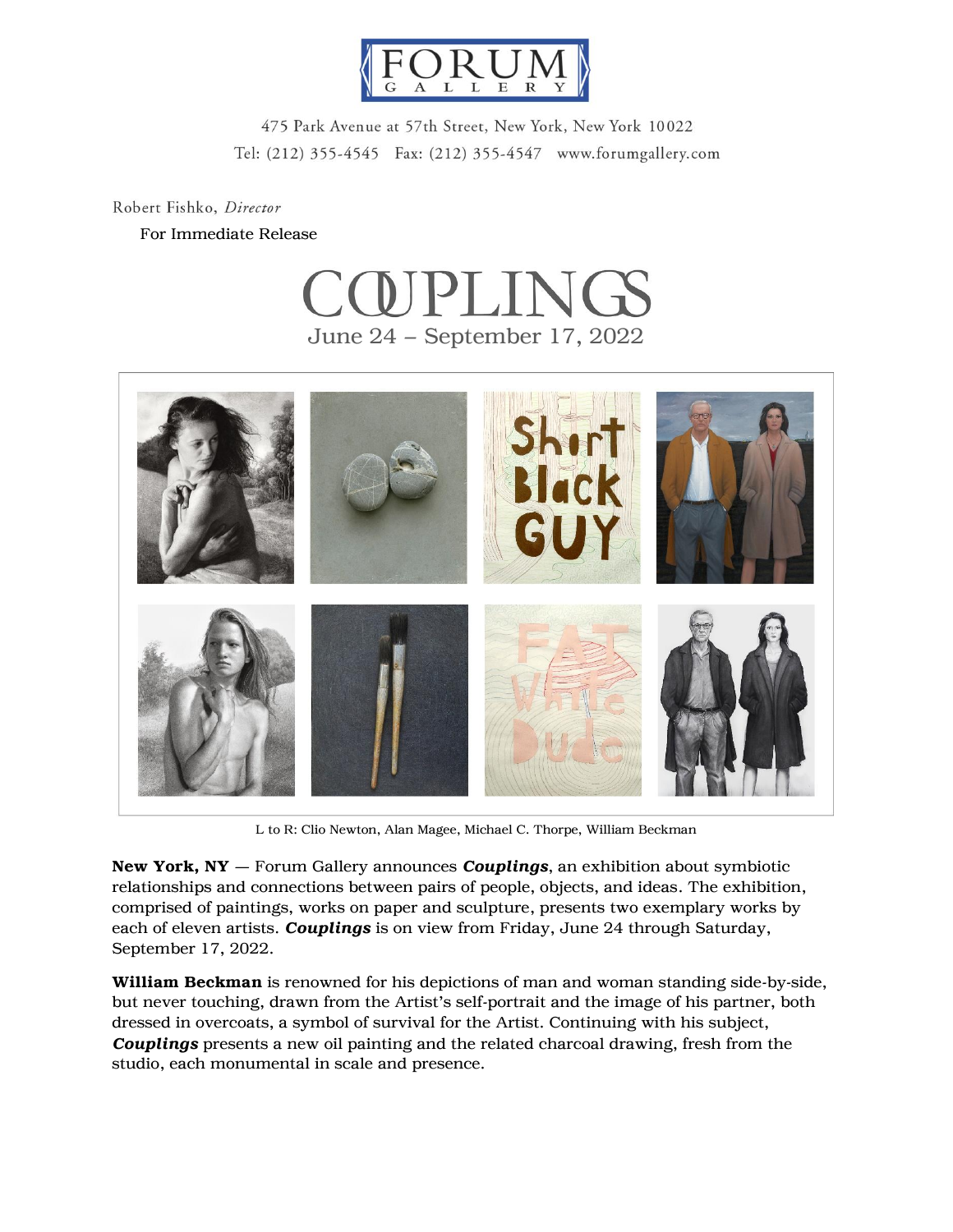FORUM GALLERY

475 Park Avenue at 57th Street, New York, New York 10022
Tel: (212) 355-4545 Fax: (212) 355-4547 www.forumgallery.com

Robert Fishko, *Director*

For Immediate Release

# COUPLINGS

June 24 – September 17, 2022

L to R: Clio Newton, Alan Magee, Michael C. Thorpe, William Beckman

**New York, NY** — Forum Gallery announces ***Couplings***, an exhibition about symbiotic relationships and connections between pairs of people, objects, and ideas. The exhibition, comprised of paintings, works on paper and sculpture, presents two exemplary works by each of eleven artists. ***Couplings*** is on view from Friday, June 24 through Saturday, September 17, 2022.

**William Beckman** is renowned for his depictions of man and woman standing side-by-side, but never touching, drawn from the Artist's self-portrait and the image of his partner, both dressed in overcoats, a symbol of survival for the Artist. Continuing with his subject, ***Couplings*** presents a new oil painting and the related charcoal drawing, fresh from the studio, each monumental in scale and presence.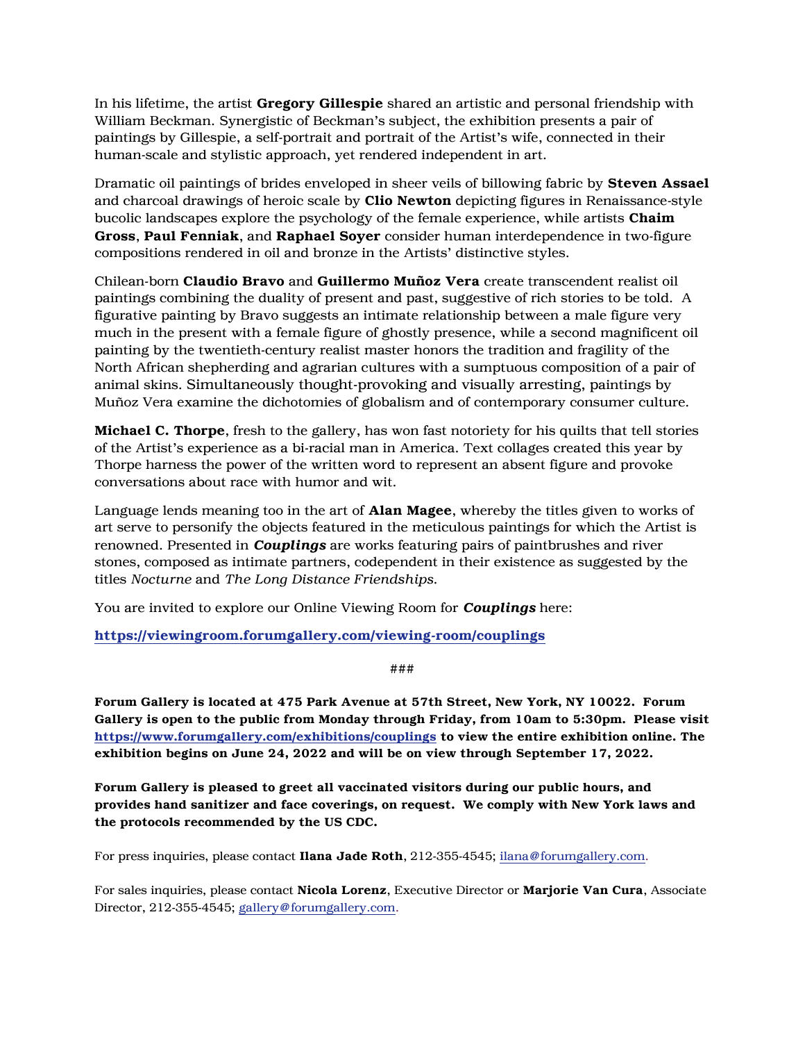In his lifetime, the artist **Gregory Gillespie** shared an artistic and personal friendship with William Beckman. Synergistic of Beckman's subject, the exhibition presents a pair of paintings by Gillespie, a self-portrait and portrait of the Artist's wife, connected in their human-scale and stylistic approach, yet rendered independent in art.

Dramatic oil paintings of brides enveloped in sheer veils of billowing fabric by **Steven Assael** and charcoal drawings of heroic scale by **Clio Newton** depicting figures in Renaissance-style bucolic landscapes explore the psychology of the female experience, while artists **Chaim Gross**, **Paul Fenniak**, and **Raphael Soyer** consider human interdependence in two-figure compositions rendered in oil and bronze in the Artists' distinctive styles.

Chilean-born **Claudio Bravo** and **Guillermo Muñoz Vera** create transcendent realist oil paintings combining the duality of present and past, suggestive of rich stories to be told. A figurative painting by Bravo suggests an intimate relationship between a male figure very much in the present with a female figure of ghostly presence, while a second magnificent oil painting by the twentieth-century realist master honors the tradition and fragility of the North African shepherding and agrarian cultures with a sumptuous composition of a pair of animal skins. Simultaneously thought-provoking and visually arresting, paintings by Muñoz Vera examine the dichotomies of globalism and of contemporary consumer culture.

**Michael C. Thorpe**, fresh to the gallery, has won fast notoriety for his quilts that tell stories of the Artist's experience as a bi-racial man in America. Text collages created this year by Thorpe harness the power of the written word to represent an absent figure and provoke conversations about race with humor and wit.

Language lends meaning too in the art of **Alan Magee**, whereby the titles given to works of art serve to personify the objects featured in the meticulous paintings for which the Artist is renowned. Presented in ***Couplings*** are works featuring pairs of paintbrushes and river stones, composed as intimate partners, codependent in their existence as suggested by the titles *Nocturne* and *The Long Distance Friendships*.

You are invited to explore our Online Viewing Room for ***Couplings*** here:

**https://viewingroom.forumgallery.com/viewing-room/couplings**

###

**Forum Gallery is located at 475 Park Avenue at 57th Street, New York, NY 10022. Forum Gallery is open to the public from Monday through Friday, from 10am to 5:30pm. Please visit https://www.forumgallery.com/exhibitions/couplings to view the entire exhibition online. The exhibition begins on June 24, 2022 and will be on view through September 17, 2022.**

**Forum Gallery is pleased to greet all vaccinated visitors during our public hours, and provides hand sanitizer and face coverings, on request. We comply with New York laws and the protocols recommended by the US CDC.**

For press inquiries, please contact **Ilana Jade Roth**, 212-355-4545; ilana@forumgallery.com.

For sales inquiries, please contact **Nicola Lorenz**, Executive Director or **Marjorie Van Cura**, Associate Director, 212-355-4545; gallery@forumgallery.com.